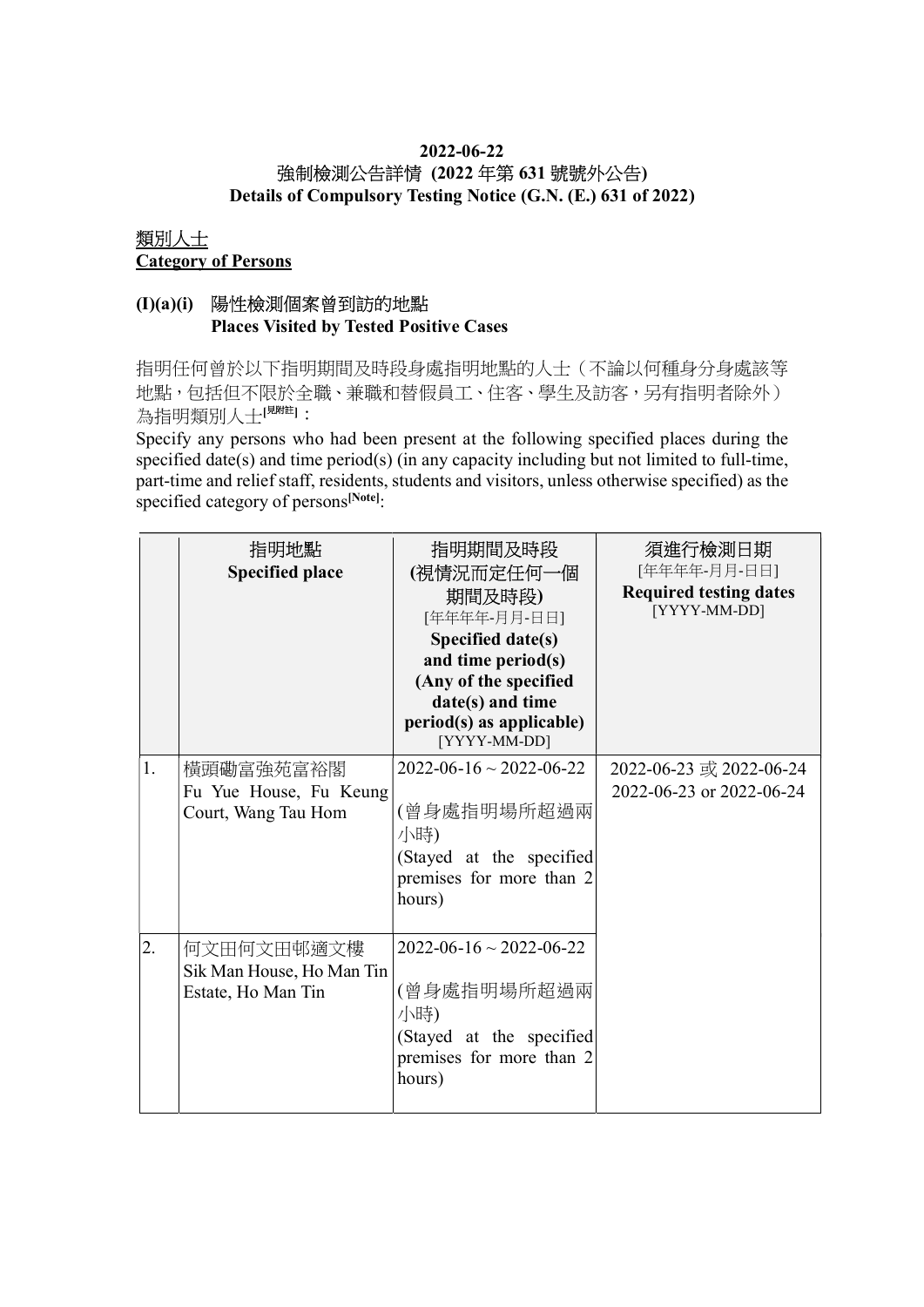**2022-06-22**

**強制檢測公告詳情 (2022 年第 631 號號外公告)**

**Details of Compulsory Testing Notice (G.N. (E.) 631 of 2022)**

## 類別人士
## Category of Persons

### (I)(a)(i) 陽性檢測個案曾到訪的地點 Places Visited by Tested Positive Cases

指明任何曾於以下指明期間及時段身處指明地點的人士（不論以何種身分身處該等地點，包括但不限於全職、兼職和替假員工、住客、學生及訪客，另有指明者除外）為指明類別人士[見附註]：

Specify any persons who had been present at the following specified places during the specified date(s) and time period(s) (in any capacity including but not limited to full-time, part-time and relief staff, residents, students and visitors, unless otherwise specified) as the specified category of persons[Note]:

| | 指明地點 **Specified place** | 指明期間及時段 (視情況而定任何一個期間及時段) [年年年年-月月-日日] **Specified date(s) and time period(s) (Any of the specified date(s) and time period(s) as applicable)** [YYYY-MM-DD] | 須進行檢測日期 [年年年年-月月-日日] **Required testing dates** [YYYY-MM-DD] |
|---|---|---|---|
| 1. | 橫頭磡富強苑富裕閣 Fu Yue House, Fu Keung Court, Wang Tau Hom | 2022-06-16 ~ 2022-06-22 (曾身處指明場所超過兩小時) (Stayed at the specified premises for more than 2 hours) | 2022-06-23 或 2022-06-24 2022-06-23 or 2022-06-24 |
| 2. | 何文田何文田邨適文樓 Sik Man House, Ho Man Tin Estate, Ho Man Tin | 2022-06-16 ~ 2022-06-22 (曾身處指明場所超過兩小時) (Stayed at the specified premises for more than 2 hours) | |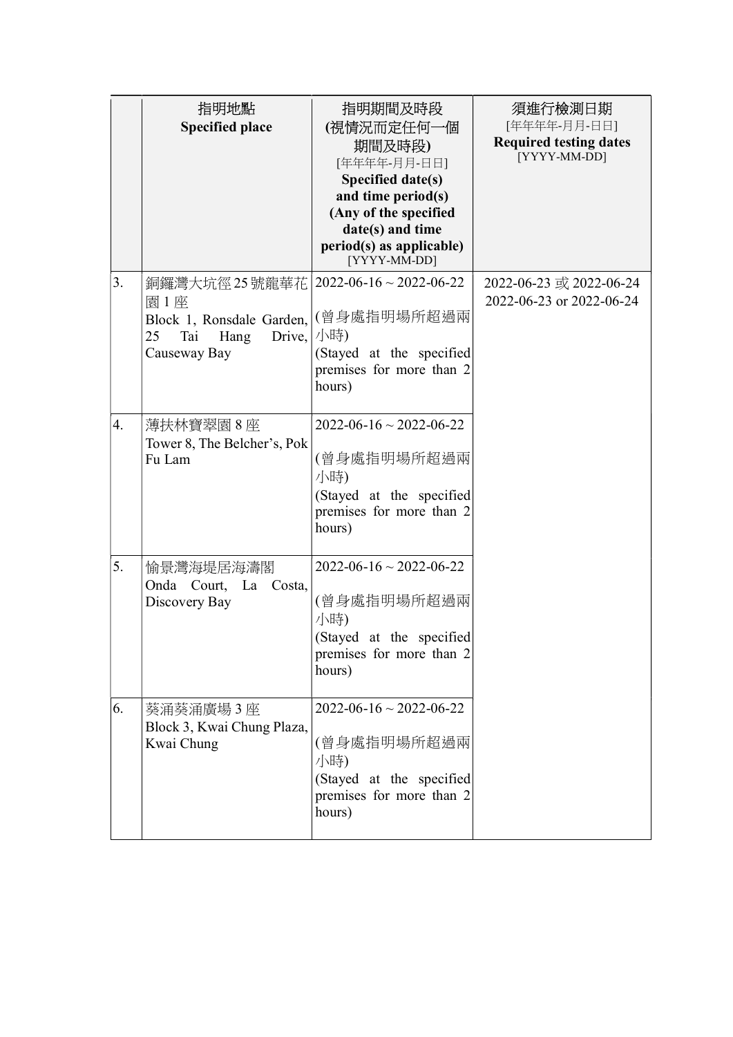| | 指明地點<br>**Specified place** | 指明期間及時段<br>**(視情況而定任何一個期間及時段)**<br>[年年年年-月月-日日]<br>**Specified date(s) and time period(s) (Any of the specified date(s) and time period(s) as applicable)**<br>[YYYY-MM-DD] | 須進行檢測日期<br>[年年年年-月月-日日]<br>**Required testing dates**<br>[YYYY-MM-DD] |
|---|---|---|---|
| 3. | 銅鑼灣大坑徑25號龍華花園1座<br>Block 1, Ronsdale Garden, 25 Tai Hang Drive, Causeway Bay | 2022-06-16 ~ 2022-06-22<br>(曾身處指明場所超過兩小時)<br>(Stayed at the specified premises for more than 2 hours) | 2022-06-23 或 2022-06-24<br>2022-06-23 or 2022-06-24 |
| 4. | 薄扶林寶翠園8座<br>Tower 8, The Belcher's, Pok Fu Lam | 2022-06-16 ~ 2022-06-22<br>(曾身處指明場所超過兩小時)<br>(Stayed at the specified premises for more than 2 hours) | |
| 5. | 愉景灣海堤居海濤閣<br>Onda Court, La Costa, Discovery Bay | 2022-06-16 ~ 2022-06-22<br>(曾身處指明場所超過兩小時)<br>(Stayed at the specified premises for more than 2 hours) | |
| 6. | 葵涌葵涌廣場3座<br>Block 3, Kwai Chung Plaza, Kwai Chung | 2022-06-16 ~ 2022-06-22<br>(曾身處指明場所超過兩小時)<br>(Stayed at the specified premises for more than 2 hours) | |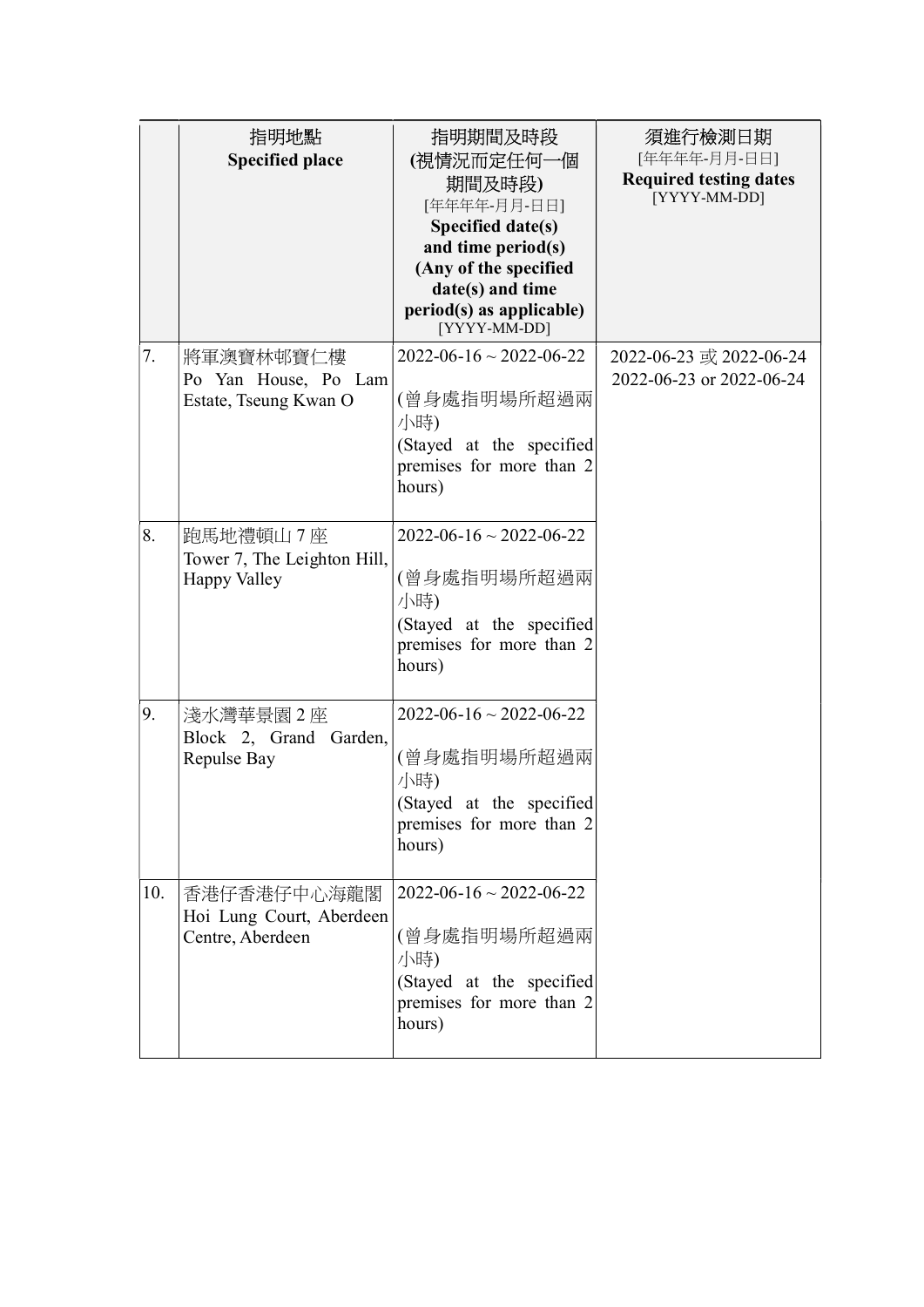| | 指明地點<br>**Specified place** | 指明期間及時段<br>**(視情況而定任何一個期間及時段)**<br>[年年年年-月月-日日]<br>**Specified date(s) and time period(s) (Any of the specified date(s) and time period(s) as applicable)**<br>[YYYY-MM-DD] | 須進行檢測日期<br>[年年年年-月月-日日]<br>**Required testing dates**<br>[YYYY-MM-DD] |
|---|---|---|---|
| 7. | 將軍澳寶林邨寶仁樓<br>Po Yan House, Po Lam Estate, Tseung Kwan O | 2022-06-16 ~ 2022-06-22<br><br>(曾身處指明場所超過兩小時)<br>(Stayed at the specified premises for more than 2 hours) | 2022-06-23 或 2022-06-24<br>2022-06-23 or 2022-06-24 |
| 8. | 跑馬地禮頓山 7 座<br>Tower 7, The Leighton Hill, Happy Valley | 2022-06-16 ~ 2022-06-22<br><br>(曾身處指明場所超過兩小時)<br>(Stayed at the specified premises for more than 2 hours) | |
| 9. | 淺水灣華景園 2 座<br>Block 2, Grand Garden, Repulse Bay | 2022-06-16 ~ 2022-06-22<br><br>(曾身處指明場所超過兩小時)<br>(Stayed at the specified premises for more than 2 hours) | |
| 10. | 香港仔香港仔中心海龍閣<br>Hoi Lung Court, Aberdeen Centre, Aberdeen | 2022-06-16 ~ 2022-06-22<br><br>(曾身處指明場所超過兩小時)<br>(Stayed at the specified premises for more than 2 hours) | |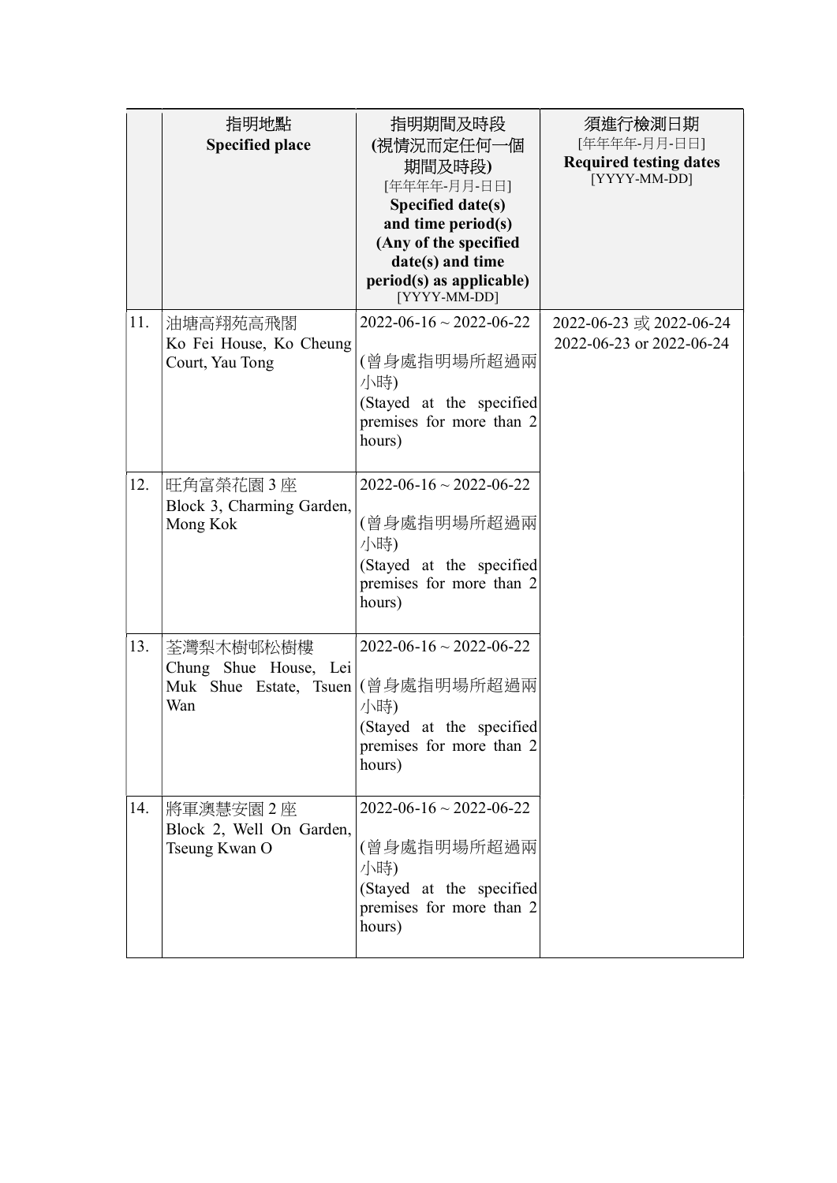| | 指明地點<br>**Specified place** | 指明期間及時段<br>**(視情況而定任何一個期間及時段)**<br>[年年年年-月月-日日]<br>**Specified date(s) and time period(s) (Any of the specified date(s) and time period(s) as applicable)**<br>[YYYY-MM-DD] | 須進行檢測日期<br>[年年年年-月月-日日]<br>**Required testing dates**<br>[YYYY-MM-DD] |
|---|---|---|---|
| 11. | 油塘高翔苑高飛閣<br>Ko Fei House, Ko Cheung Court, Yau Tong | 2022-06-16 ~ 2022-06-22<br>(曾身處指明場所超過兩小時)<br>(Stayed at the specified premises for more than 2 hours) | 2022-06-23 或 2022-06-24<br>2022-06-23 or 2022-06-24 |
| 12. | 旺角富榮花園 3 座<br>Block 3, Charming Garden, Mong Kok | 2022-06-16 ~ 2022-06-22<br>(曾身處指明場所超過兩小時)<br>(Stayed at the specified premises for more than 2 hours) | |
| 13. | 荃灣梨木樹邨松樹樓<br>Chung Shue House, Lei Muk Shue Estate, Tsuen Wan | 2022-06-16 ~ 2022-06-22<br>(曾身處指明場所超過兩小時)<br>(Stayed at the specified premises for more than 2 hours) | |
| 14. | 將軍澳慧安園 2 座<br>Block 2, Well On Garden, Tseung Kwan O | 2022-06-16 ~ 2022-06-22<br>(曾身處指明場所超過兩小時)<br>(Stayed at the specified premises for more than 2 hours) | |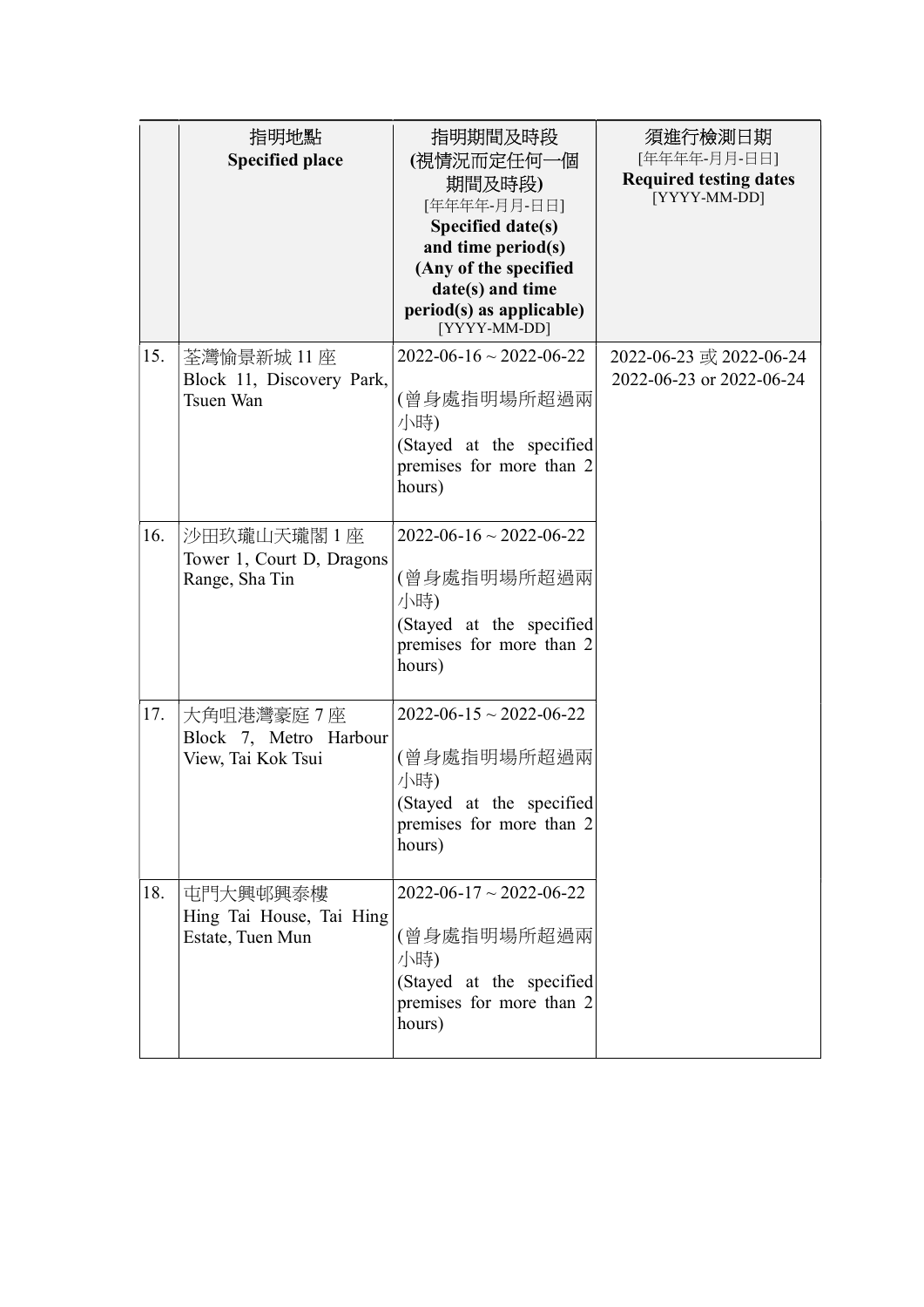| | 指明地點<br>**Specified place** | 指明期間及時段<br>**(視情況而定任何一個期間及時段)**<br>[年年年年-月月-日日]<br>**Specified date(s) and time period(s) (Any of the specified date(s) and time period(s) as applicable)**<br>[YYYY-MM-DD] | 須進行檢測日期<br>[年年年年-月月-日日]<br>**Required testing dates**<br>[YYYY-MM-DD] |
|---|---|---|---|
| 15. | 荃灣愉景新城 11 座<br>Block 11, Discovery Park, Tsuen Wan | 2022-06-16 ~ 2022-06-22<br><br>(曾身處指明場所超過兩小時)<br>(Stayed at the specified premises for more than 2 hours) | 2022-06-23 或 2022-06-24<br>2022-06-23 or 2022-06-24 |
| 16. | 沙田玖瓏山天瓏閣 1 座<br>Tower 1, Court D, Dragons Range, Sha Tin | 2022-06-16 ~ 2022-06-22<br><br>(曾身處指明場所超過兩小時)<br>(Stayed at the specified premises for more than 2 hours) | |
| 17. | 大角咀港灣豪庭 7 座<br>Block 7, Metro Harbour View, Tai Kok Tsui | 2022-06-15 ~ 2022-06-22<br><br>(曾身處指明場所超過兩小時)<br>(Stayed at the specified premises for more than 2 hours) | |
| 18. | 屯門大興邨興泰樓<br>Hing Tai House, Tai Hing Estate, Tuen Mun | 2022-06-17 ~ 2022-06-22<br><br>(曾身處指明場所超過兩小時)<br>(Stayed at the specified premises for more than 2 hours) | |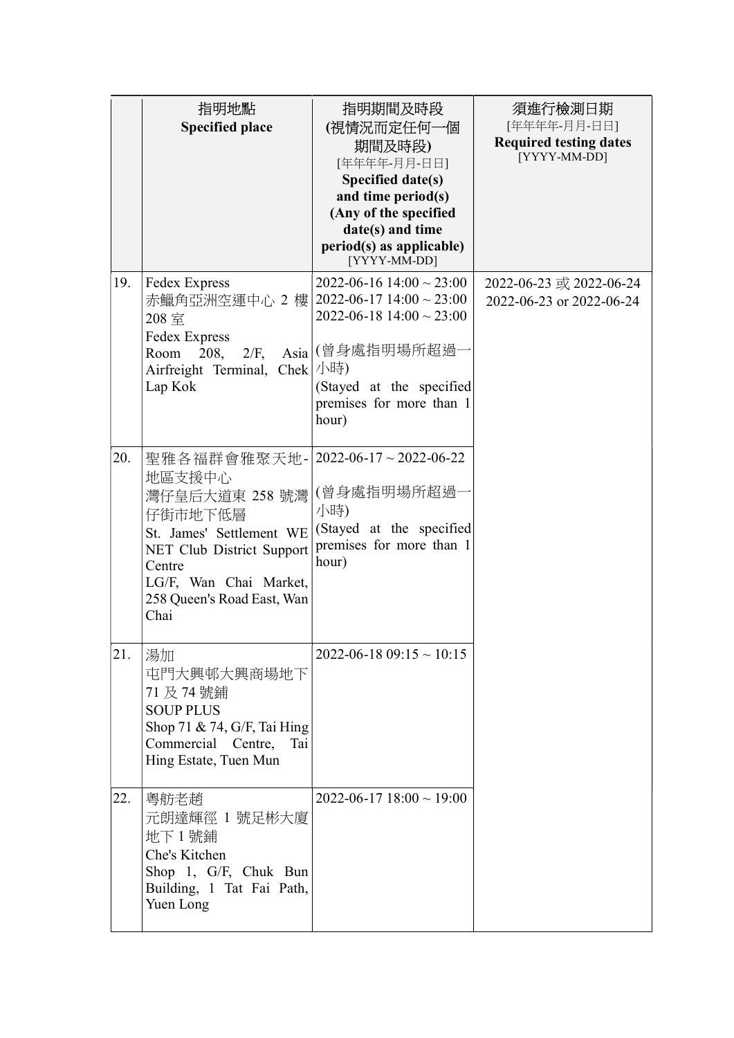|  | 指明地點<br>**Specified place** | 指明期間及時段<br>**(視情況而定任何一個期間及時段)**<br>[年年年年-月月-日日]<br>**Specified date(s) and time period(s)**<br>**(Any of the specified date(s) and time period(s) as applicable)**<br>[YYYY-MM-DD] | 須進行檢測日期<br>[年年年年-月月-日日]<br>**Required testing dates**<br>[YYYY-MM-DD] |
|---|---|---|---|
| 19. | Fedex Express<br>赤鱲角亞洲空運中心 2 樓 208 室<br>Fedex Express<br>Room 208, 2/F, Asia Airfreight Terminal, Chek Lap Kok | 2022-06-16 14:00 ~ 23:00<br>2022-06-17 14:00 ~ 23:00<br>2022-06-18 14:00 ~ 23:00<br><br>(曾身處指明場所超過一小時)<br>(Stayed at the specified premises for more than 1 hour) | 2022-06-23 或 2022-06-24<br>2022-06-23 or 2022-06-24 |
| 20. | 聖雅各福群會雅聚天地-地區支援中心<br>灣仔皇后大道東 258 號灣仔街市地下低層<br>St. James' Settlement WE NET Club District Support Centre<br>LG/F, Wan Chai Market, 258 Queen's Road East, Wan Chai | 2022-06-17 ~ 2022-06-22<br><br>(曾身處指明場所超過一小時)<br>(Stayed at the specified premises for more than 1 hour) | |
| 21. | 湯加<br>屯門大興邨大興商場地下 71 及 74 號鋪<br>SOUP PLUS<br>Shop 71 & 74, G/F, Tai Hing Commercial Centre, Tai Hing Estate, Tuen Mun | 2022-06-18 09:15 ~ 10:15 | |
| 22. | 粵舫老趙<br>元朗達輝徑 1 號足彬大廈地下 1 號鋪<br>Che's Kitchen<br>Shop 1, G/F, Chuk Bun Building, 1 Tat Fai Path, Yuen Long | 2022-06-17 18:00 ~ 19:00 | |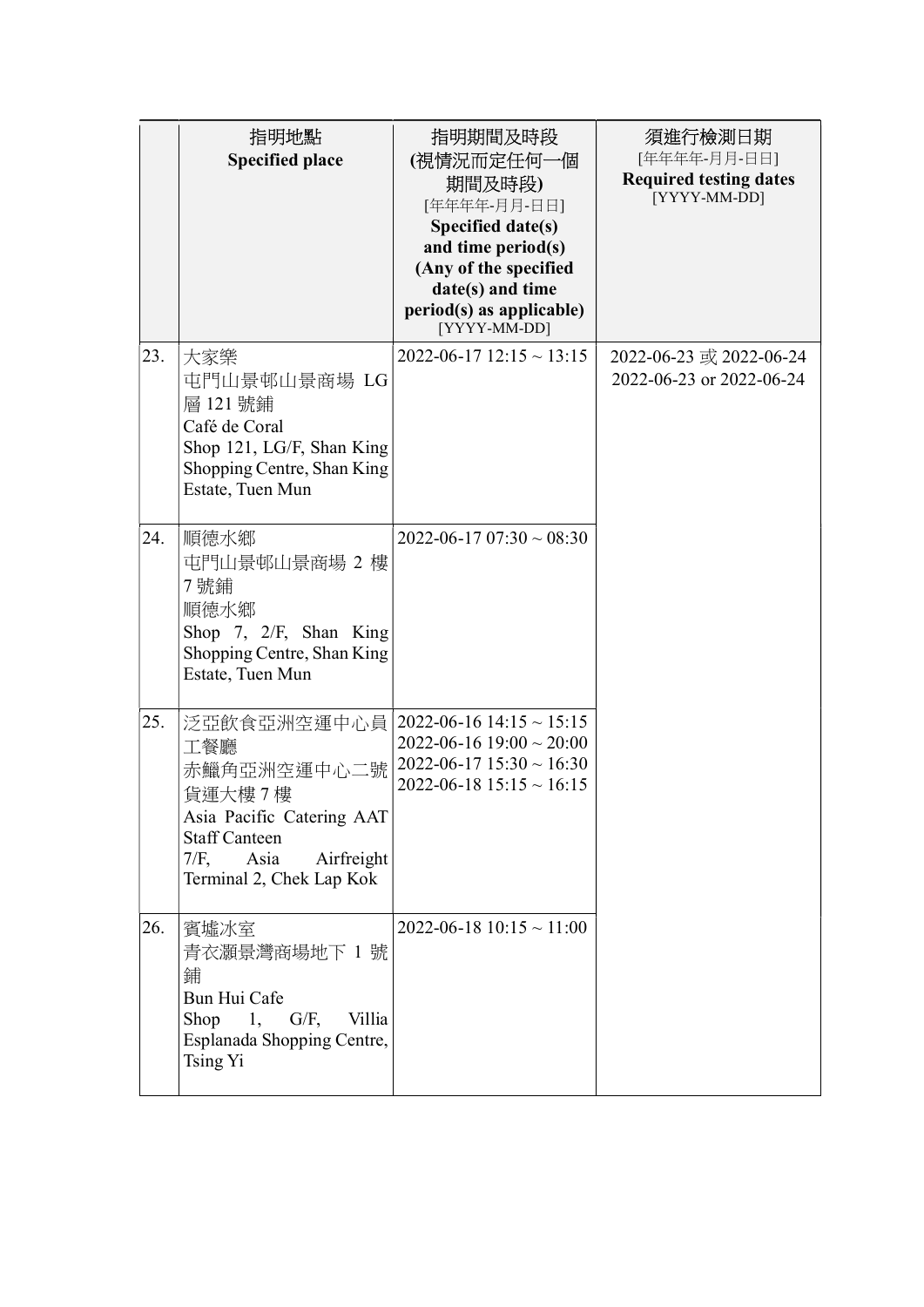| | 指明地點<br>**Specified place** | 指明期間及時段<br>**(視情況而定任何一個期間及時段)**<br>[年年年年-月月-日日]<br>**Specified date(s) and time period(s) (Any of the specified date(s) and time period(s) as applicable)**<br>[YYYY-MM-DD] | 須進行檢測日期<br>[年年年年-月月-日日]<br>**Required testing dates**<br>[YYYY-MM-DD] |
|---|---|---|---|
| 23. | 大家樂<br>屯門山景邨山景商場 LG 層 121 號鋪<br>Café de Coral<br>Shop 121, LG/F, Shan King Shopping Centre, Shan King Estate, Tuen Mun | 2022-06-17 12:15 ~ 13:15 | 2022-06-23 或 2022-06-24<br>2022-06-23 or 2022-06-24 |
| 24. | 順德水鄉<br>屯門山景邨山景商場 2 樓 7 號鋪<br>順德水鄉<br>Shop 7, 2/F, Shan King Shopping Centre, Shan King Estate, Tuen Mun | 2022-06-17 07:30 ~ 08:30 | |
| 25. | 泛亞飲食亞洲空運中心員工餐廳<br>赤鱲角亞洲空運中心二號貨運大樓 7 樓<br>Asia Pacific Catering AAT Staff Canteen<br>7/F, Asia Airfreight Terminal 2, Chek Lap Kok | 2022-06-16 14:15 ~ 15:15<br>2022-06-16 19:00 ~ 20:00<br>2022-06-17 15:30 ~ 16:30<br>2022-06-18 15:15 ~ 16:15 | |
| 26. | 賓墟冰室<br>青衣灝景灣商場地下 1 號鋪<br>Bun Hui Cafe<br>Shop 1, G/F, Villia Esplanada Shopping Centre, Tsing Yi | 2022-06-18 10:15 ~ 11:00 | |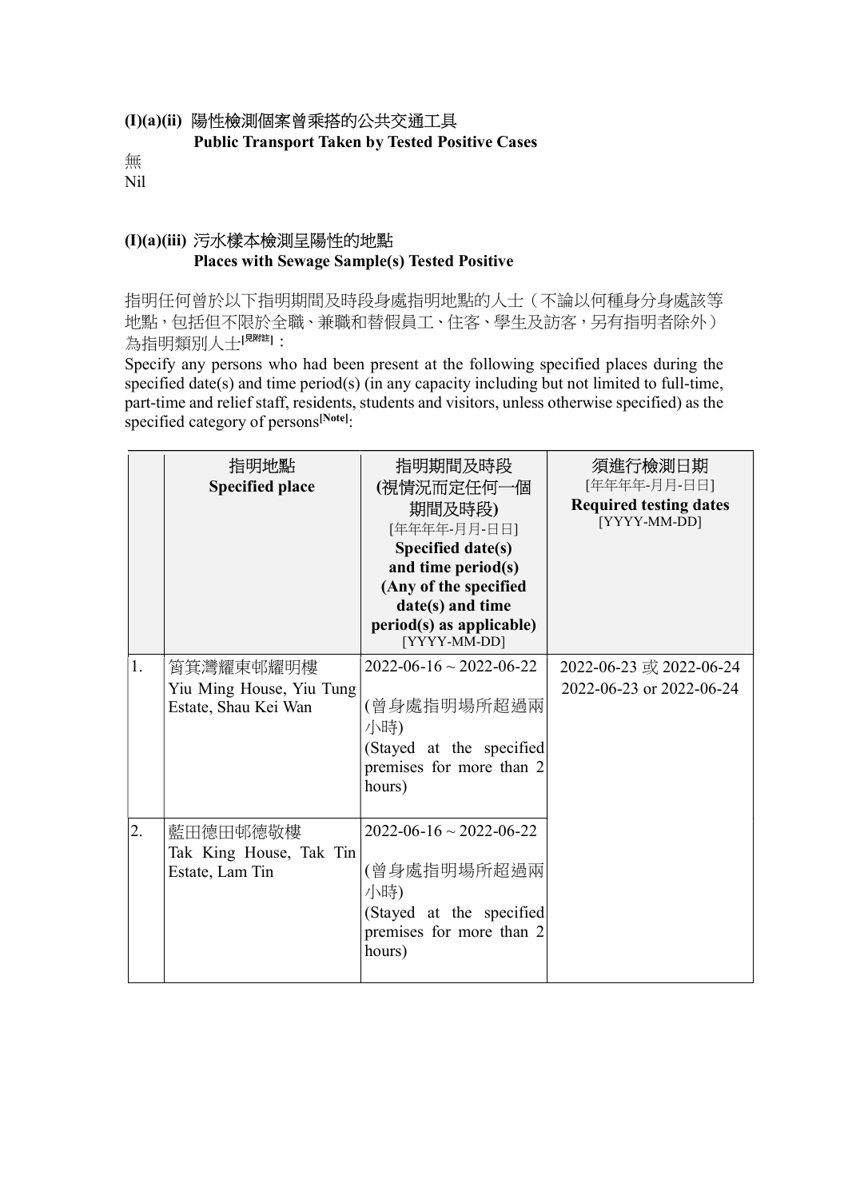### (I)(a)(ii) 陽性檢測個案曾乘搭的公共交通工具 Public Transport Taken by Tested Positive Cases

無
Nil

### (I)(a)(iii) 污水樣本檢測呈陽性的地點 Places with Sewage Sample(s) Tested Positive

指明任何曾於以下指明期間及時段身處指明地點的人士（不論以何種身分身處該等地點，包括但不限於全職、兼職和替假員工、住客、學生及訪客，另有指明者除外）為指明類別人士[見附註]：

Specify any persons who had been present at the following specified places during the specified date(s) and time period(s) (in any capacity including but not limited to full-time, part-time and relief staff, residents, students and visitors, unless otherwise specified) as the specified category of persons[Note]:

| | 指明地點 **Specified place** | 指明期間及時段 (視情況而定任何一個期間及時段) [年年年年-月月-日日] **Specified date(s) and time period(s) (Any of the specified date(s) and time period(s) as applicable)** [YYYY-MM-DD] | 須進行檢測日期 [年年年年-月月-日日] **Required testing dates** [YYYY-MM-DD] |
|---|---|---|---|
| 1. | 筲箕灣耀東邨耀明樓 Yiu Ming House, Yiu Tung Estate, Shau Kei Wan | 2022-06-16 ~ 2022-06-22 (曾身處指明場所超過兩小時) (Stayed at the specified premises for more than 2 hours) | 2022-06-23 或 2022-06-24 2022-06-23 or 2022-06-24 |
| 2. | 藍田德田邨德敬樓 Tak King House, Tak Tin Estate, Lam Tin | 2022-06-16 ~ 2022-06-22 (曾身處指明場所超過兩小時) (Stayed at the specified premises for more than 2 hours) | |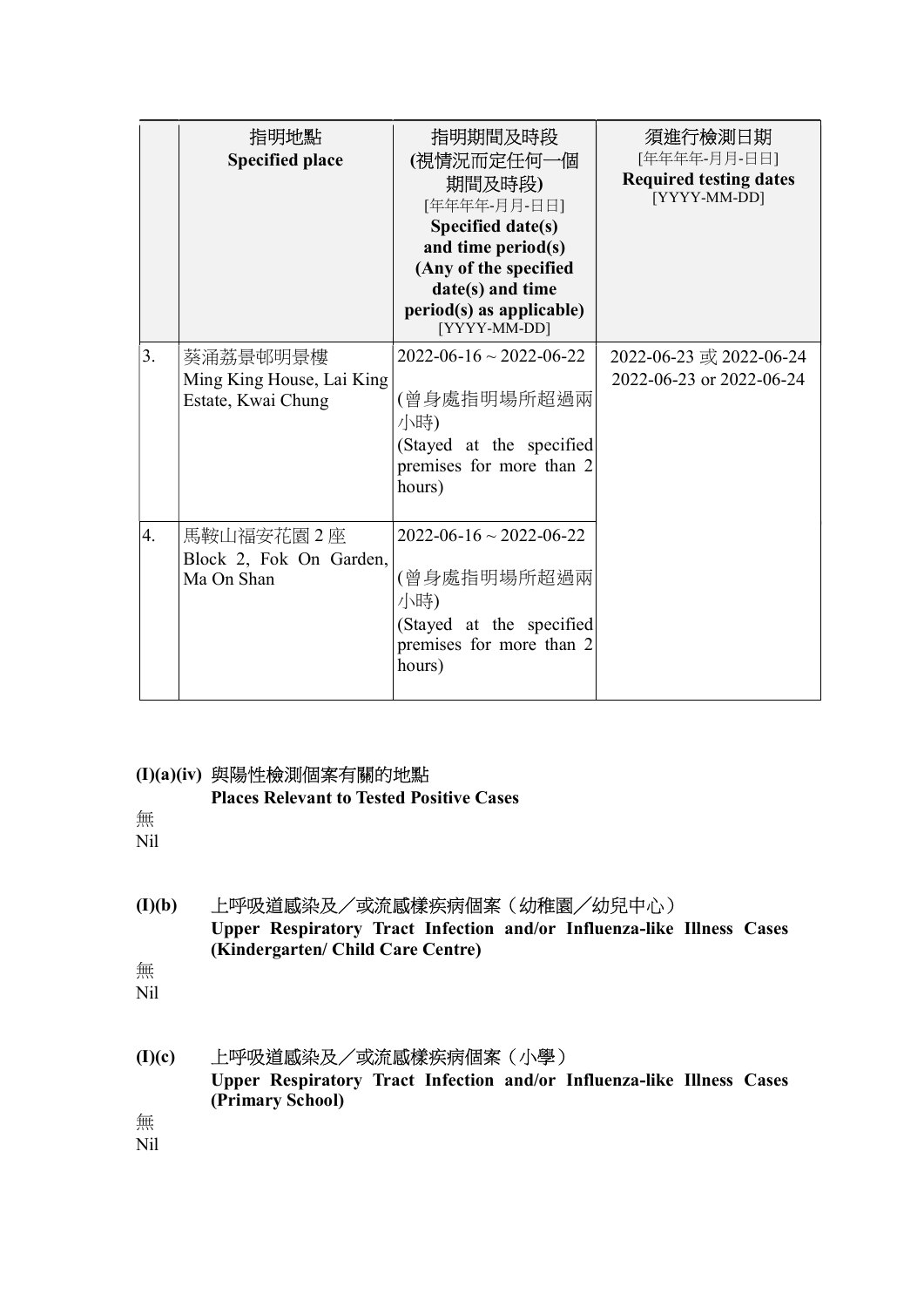| | 指明地點<br>**Specified place** | 指明期間及時段<br>**(視情況而定任何一個期間及時段)**<br>[年年年年-月月-日日]<br>**Specified date(s) and time period(s) (Any of the specified date(s) and time period(s) as applicable)**<br>[YYYY-MM-DD] | 須進行檢測日期<br>[年年年年-月月-日日]<br>**Required testing dates**<br>[YYYY-MM-DD] |
|---|---|---|---|
| 3. | 葵涌荔景邨明景樓<br>Ming King House, Lai King Estate, Kwai Chung | 2022-06-16 ~ 2022-06-22<br><br>(曾身處指明場所超過兩小時)<br>(Stayed at the specified premises for more than 2 hours) | 2022-06-23 或 2022-06-24<br>2022-06-23 or 2022-06-24 |
| 4. | 馬鞍山福安花園 2 座<br>Block 2, Fok On Garden, Ma On Shan | 2022-06-16 ~ 2022-06-22<br><br>(曾身處指明場所超過兩小時)<br>(Stayed at the specified premises for more than 2 hours) | |

**(I)(a)(iv)** 與陽性檢測個案有關的地點
**Places Relevant to Tested Positive Cases**

無
Nil

**(I)(b)** 上呼吸道感染及／或流感樣疾病個案（幼稚園／幼兒中心）
**Upper Respiratory Tract Infection and/or Influenza-like Illness Cases (Kindergarten/ Child Care Centre)**

無
Nil

**(I)(c)** 上呼吸道感染及／或流感樣疾病個案（小學）
**Upper Respiratory Tract Infection and/or Influenza-like Illness Cases (Primary School)**

無
Nil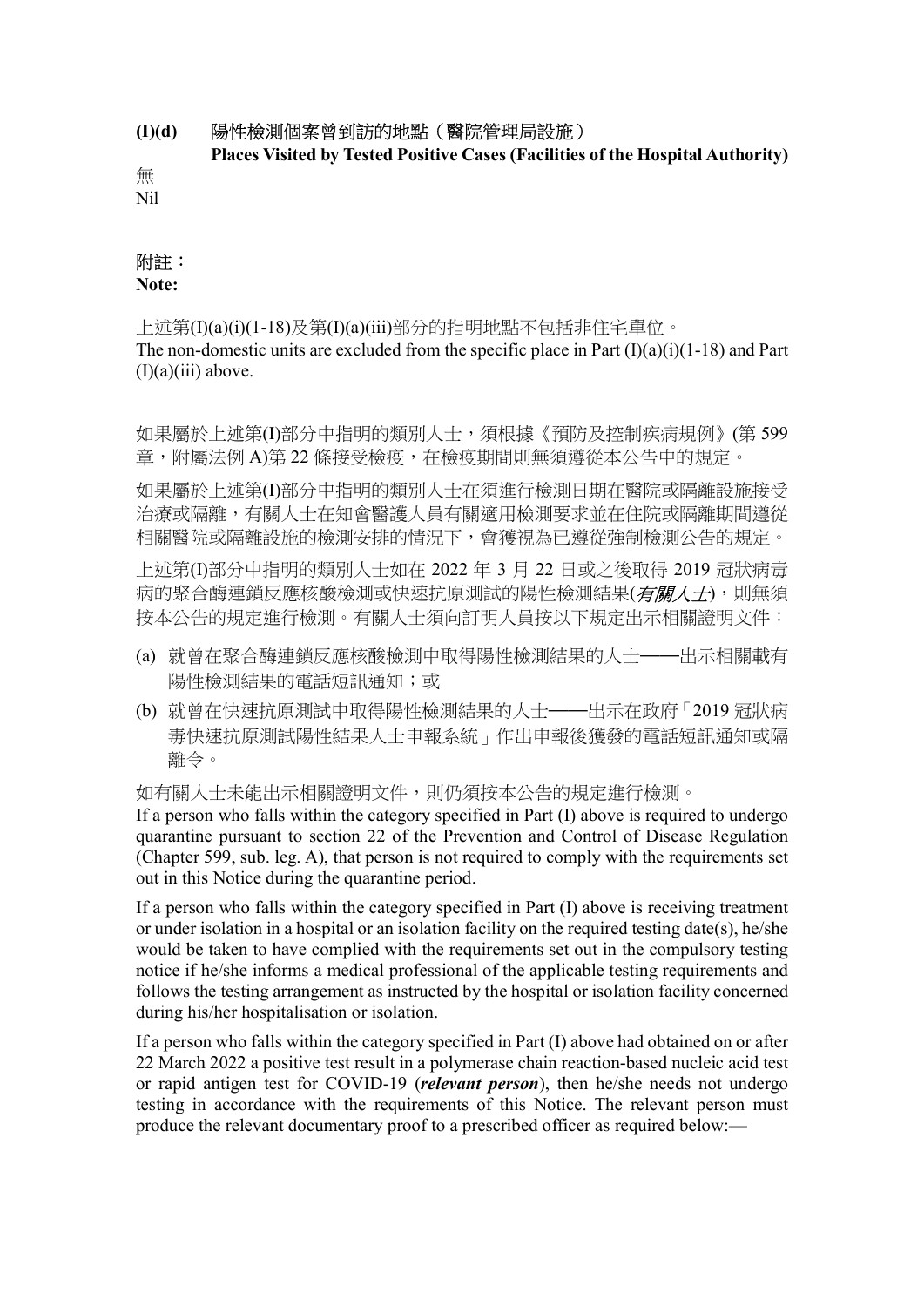**(I)(d)** 陽性檢測個案曾到訪的地點（醫院管理局設施）
**Places Visited by Tested Positive Cases (Facilities of the Hospital Authority)**

無
Nil

附註：
**Note:**

上述第(I)(a)(i)(1-18)及第(I)(a)(iii)部分的指明地點不包括非住宅單位。
The non-domestic units are excluded from the specific place in Part (I)(a)(i)(1-18) and Part (I)(a)(iii) above.

如果屬於上述第(I)部分中指明的類別人士，須根據《預防及控制疾病規例》(第 599 章，附屬法例 A)第 22 條接受檢疫，在檢疫期間則無須遵從本公告中的規定。

如果屬於上述第(I)部分中指明的類別人士在須進行檢測日期在醫院或隔離設施接受治療或隔離，有關人士在知會醫護人員有關適用檢測要求並在住院或隔離期間遵從相關醫院或隔離設施的檢測安排的情況下，會獲視為已遵從強制檢測公告的規定。

上述第(I)部分中指明的類別人士如在 2022 年 3 月 22 日或之後取得 2019 冠狀病毒病的聚合酶連鎖反應核酸檢測或快速抗原測試的陽性檢測結果(*有關人士*)，則無須按本公告的規定進行檢測。有關人士須向訂明人員按以下規定出示相關證明文件：

(a) 就曾在聚合酶連鎖反應核酸檢測中取得陽性檢測結果的人士——出示相關載有陽性檢測結果的電話短訊通知；或

(b) 就曾在快速抗原測試中取得陽性檢測結果的人士——出示在政府「2019 冠狀病毒快速抗原測試陽性結果人士申報系統」作出申報後獲發的電話短訊通知或隔離令。

如有關人士未能出示相關證明文件，則仍須按本公告的規定進行檢測。

If a person who falls within the category specified in Part (I) above is required to undergo quarantine pursuant to section 22 of the Prevention and Control of Disease Regulation (Chapter 599, sub. leg. A), that person is not required to comply with the requirements set out in this Notice during the quarantine period.

If a person who falls within the category specified in Part (I) above is receiving treatment or under isolation in a hospital or an isolation facility on the required testing date(s), he/she would be taken to have complied with the requirements set out in the compulsory testing notice if he/she informs a medical professional of the applicable testing requirements and follows the testing arrangement as instructed by the hospital or isolation facility concerned during his/her hospitalisation or isolation.

If a person who falls within the category specified in Part (I) above had obtained on or after 22 March 2022 a positive test result in a polymerase chain reaction-based nucleic acid test or rapid antigen test for COVID-19 (***relevant person***), then he/she needs not undergo testing in accordance with the requirements of this Notice. The relevant person must produce the relevant documentary proof to a prescribed officer as required below:—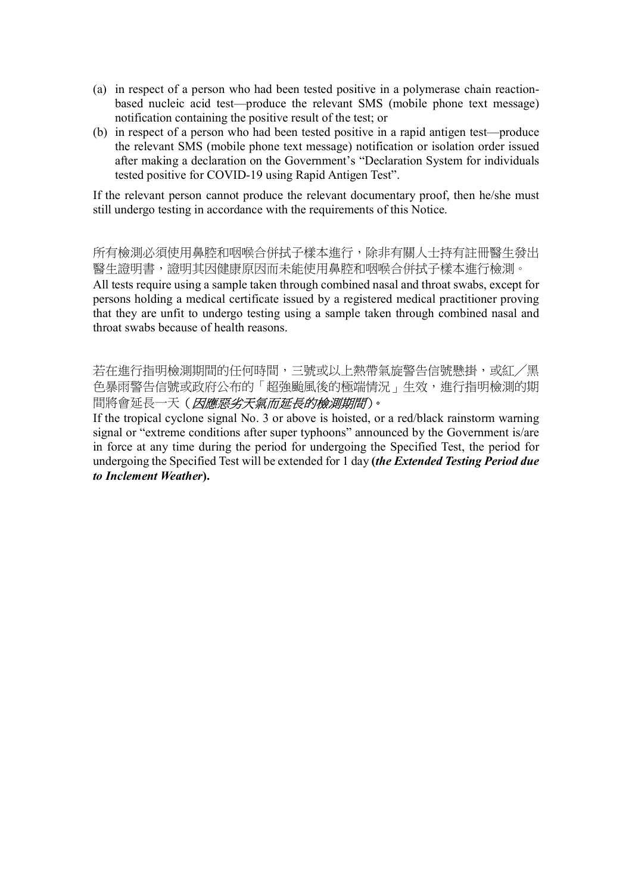(a) in respect of a person who had been tested positive in a polymerase chain reaction-based nucleic acid test—produce the relevant SMS (mobile phone text message) notification containing the positive result of the test; or
(b) in respect of a person who had been tested positive in a rapid antigen test—produce the relevant SMS (mobile phone text message) notification or isolation order issued after making a declaration on the Government's "Declaration System for individuals tested positive for COVID-19 using Rapid Antigen Test".

If the relevant person cannot produce the relevant documentary proof, then he/she must still undergo testing in accordance with the requirements of this Notice.

所有檢測必須使用鼻腔和咽喉合併拭子樣本進行，除非有關人士持有註冊醫生發出醫生證明書，證明其因健康原因而未能使用鼻腔和咽喉合併拭子樣本進行檢測。

All tests require using a sample taken through combined nasal and throat swabs, except for persons holding a medical certificate issued by a registered medical practitioner proving that they are unfit to undergo testing using a sample taken through combined nasal and throat swabs because of health reasons.

若在進行指明檢測期間的任何時間，三號或以上熱帶氣旋警告信號懸掛，或紅╱黑色暴雨警告信號或政府公布的「超強颱風後的極端情況」生效，進行指明檢測的期間將會延長一天（*因應惡劣天氣而延長的檢測期間*）。

If the tropical cyclone signal No. 3 or above is hoisted, or a red/black rainstorm warning signal or "extreme conditions after super typhoons" announced by the Government is/are in force at any time during the period for undergoing the Specified Test, the period for undergoing the Specified Test will be extended for 1 day **(*the Extended Testing Period due to Inclement Weather*).**